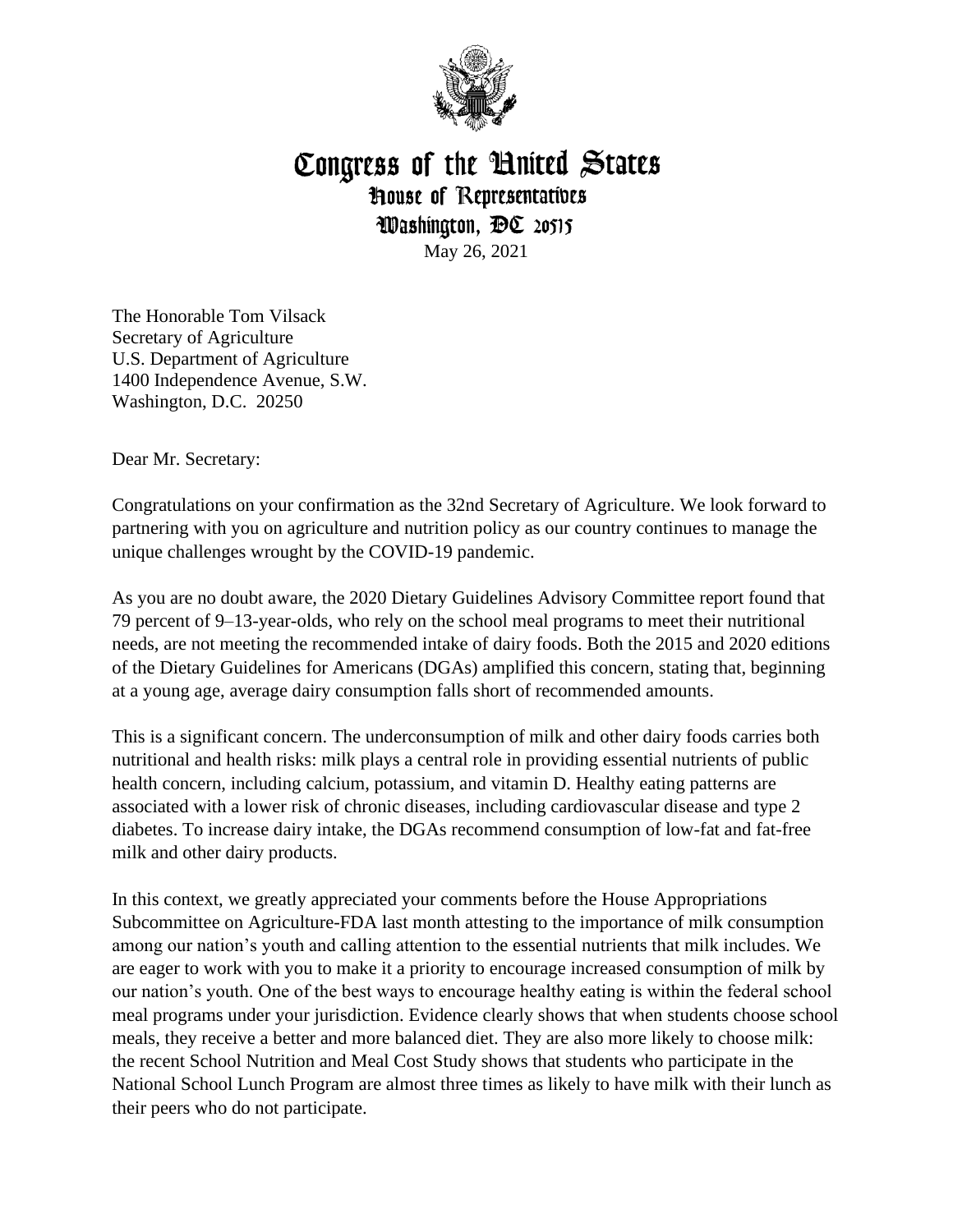# Congress of the United States
## House of Representatives
### Washington, DC 20515

May 26, 2021

The Honorable Tom Vilsack
Secretary of Agriculture
U.S. Department of Agriculture
1400 Independence Avenue, S.W.
Washington, D.C. 20250

Dear Mr. Secretary:

Congratulations on your confirmation as the 32nd Secretary of Agriculture. We look forward to partnering with you on agriculture and nutrition policy as our country continues to manage the unique challenges wrought by the COVID-19 pandemic.

As you are no doubt aware, the 2020 Dietary Guidelines Advisory Committee report found that 79 percent of 9–13-year-olds, who rely on the school meal programs to meet their nutritional needs, are not meeting the recommended intake of dairy foods. Both the 2015 and 2020 editions of the Dietary Guidelines for Americans (DGAs) amplified this concern, stating that, beginning at a young age, average dairy consumption falls short of recommended amounts.

This is a significant concern. The underconsumption of milk and other dairy foods carries both nutritional and health risks: milk plays a central role in providing essential nutrients of public health concern, including calcium, potassium, and vitamin D. Healthy eating patterns are associated with a lower risk of chronic diseases, including cardiovascular disease and type 2 diabetes. To increase dairy intake, the DGAs recommend consumption of low-fat and fat-free milk and other dairy products.

In this context, we greatly appreciated your comments before the House Appropriations Subcommittee on Agriculture-FDA last month attesting to the importance of milk consumption among our nation's youth and calling attention to the essential nutrients that milk includes. We are eager to work with you to make it a priority to encourage increased consumption of milk by our nation's youth. One of the best ways to encourage healthy eating is within the federal school meal programs under your jurisdiction. Evidence clearly shows that when students choose school meals, they receive a better and more balanced diet. They are also more likely to choose milk: the recent School Nutrition and Meal Cost Study shows that students who participate in the National School Lunch Program are almost three times as likely to have milk with their lunch as their peers who do not participate.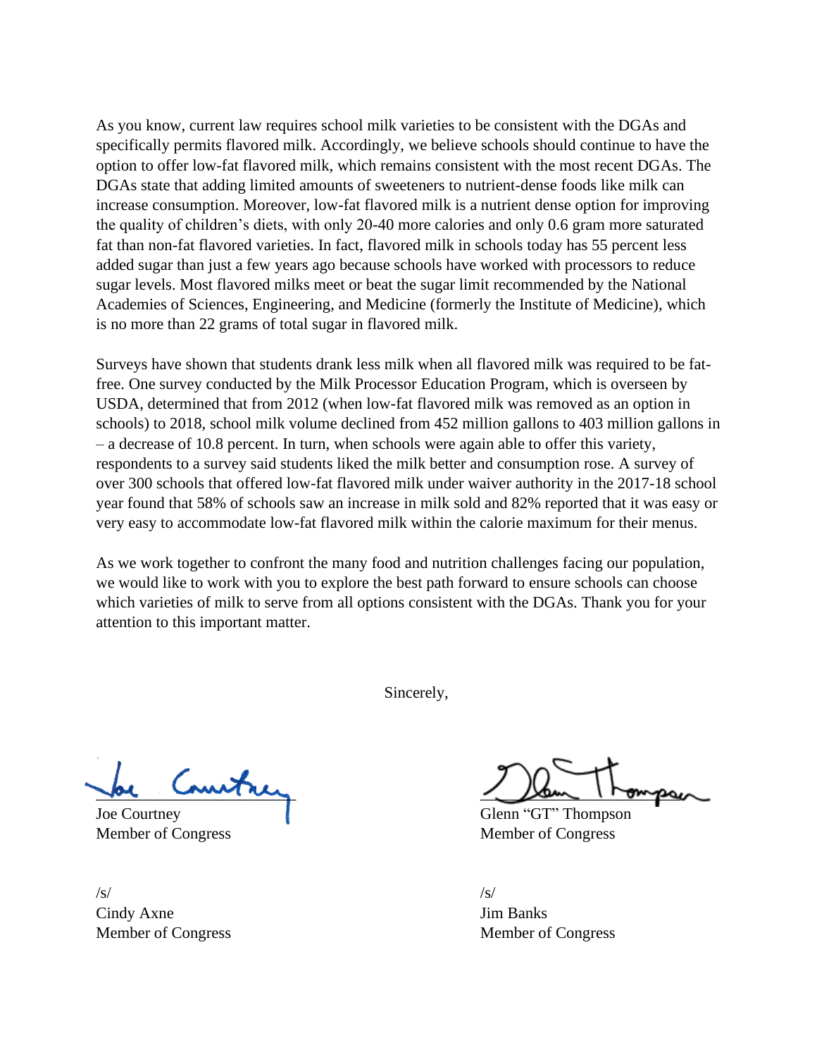As you know, current law requires school milk varieties to be consistent with the DGAs and specifically permits flavored milk. Accordingly, we believe schools should continue to have the option to offer low-fat flavored milk, which remains consistent with the most recent DGAs. The DGAs state that adding limited amounts of sweeteners to nutrient-dense foods like milk can increase consumption. Moreover, low-fat flavored milk is a nutrient dense option for improving the quality of children's diets, with only 20-40 more calories and only 0.6 gram more saturated fat than non-fat flavored varieties. In fact, flavored milk in schools today has 55 percent less added sugar than just a few years ago because schools have worked with processors to reduce sugar levels. Most flavored milks meet or beat the sugar limit recommended by the National Academies of Sciences, Engineering, and Medicine (formerly the Institute of Medicine), which is no more than 22 grams of total sugar in flavored milk.

Surveys have shown that students drank less milk when all flavored milk was required to be fat-free. One survey conducted by the Milk Processor Education Program, which is overseen by USDA, determined that from 2012 (when low-fat flavored milk was removed as an option in schools) to 2018, school milk volume declined from 452 million gallons to 403 million gallons in – a decrease of 10.8 percent. In turn, when schools were again able to offer this variety, respondents to a survey said students liked the milk better and consumption rose. A survey of over 300 schools that offered low-fat flavored milk under waiver authority in the 2017-18 school year found that 58% of schools saw an increase in milk sold and 82% reported that it was easy or very easy to accommodate low-fat flavored milk within the calorie maximum for their menus.

As we work together to confront the many food and nutrition challenges facing our population, we would like to work with you to explore the best path forward to ensure schools can choose which varieties of milk to serve from all options consistent with the DGAs. Thank you for your attention to this important matter.

Sincerely,

Joe Courtney
Member of Congress

Glenn "GT" Thompson
Member of Congress

/s/
Cindy Axne
Member of Congress

/s/
Jim Banks
Member of Congress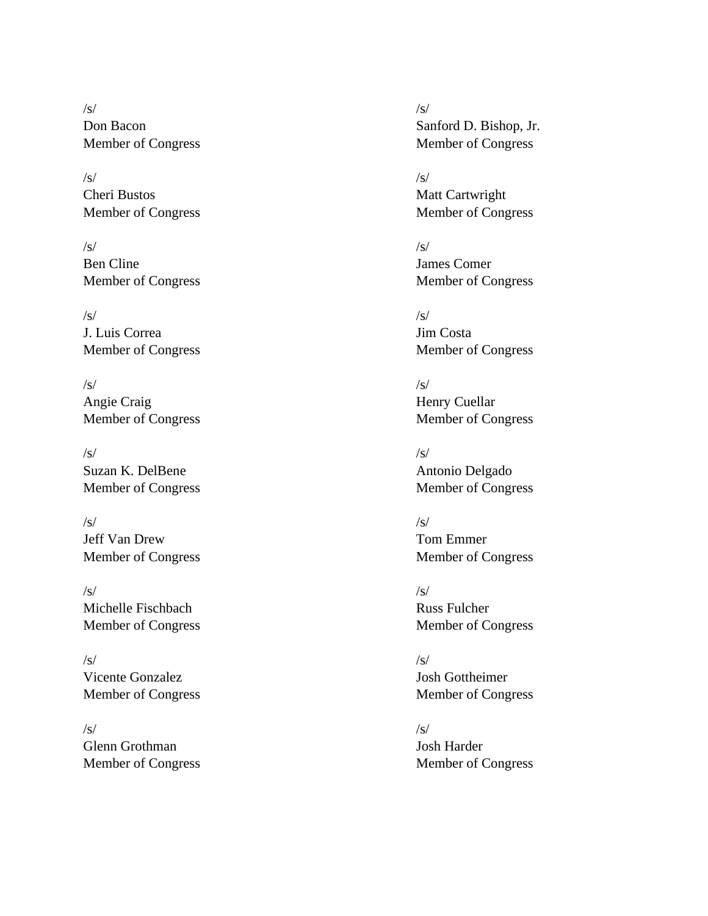/s/
Don Bacon
Member of Congress

/s/
Sanford D. Bishop, Jr.
Member of Congress

/s/
Cheri Bustos
Member of Congress

/s/
Matt Cartwright
Member of Congress

/s/
Ben Cline
Member of Congress

/s/
James Comer
Member of Congress

/s/
J. Luis Correa
Member of Congress

/s/
Jim Costa
Member of Congress

/s/
Angie Craig
Member of Congress

/s/
Henry Cuellar
Member of Congress

/s/
Suzan K. DelBene
Member of Congress

/s/
Antonio Delgado
Member of Congress

/s/
Jeff Van Drew
Member of Congress

/s/
Tom Emmer
Member of Congress

/s/
Michelle Fischbach
Member of Congress

/s/
Russ Fulcher
Member of Congress

/s/
Vicente Gonzalez
Member of Congress

/s/
Josh Gottheimer
Member of Congress

/s/
Glenn Grothman
Member of Congress

/s/
Josh Harder
Member of Congress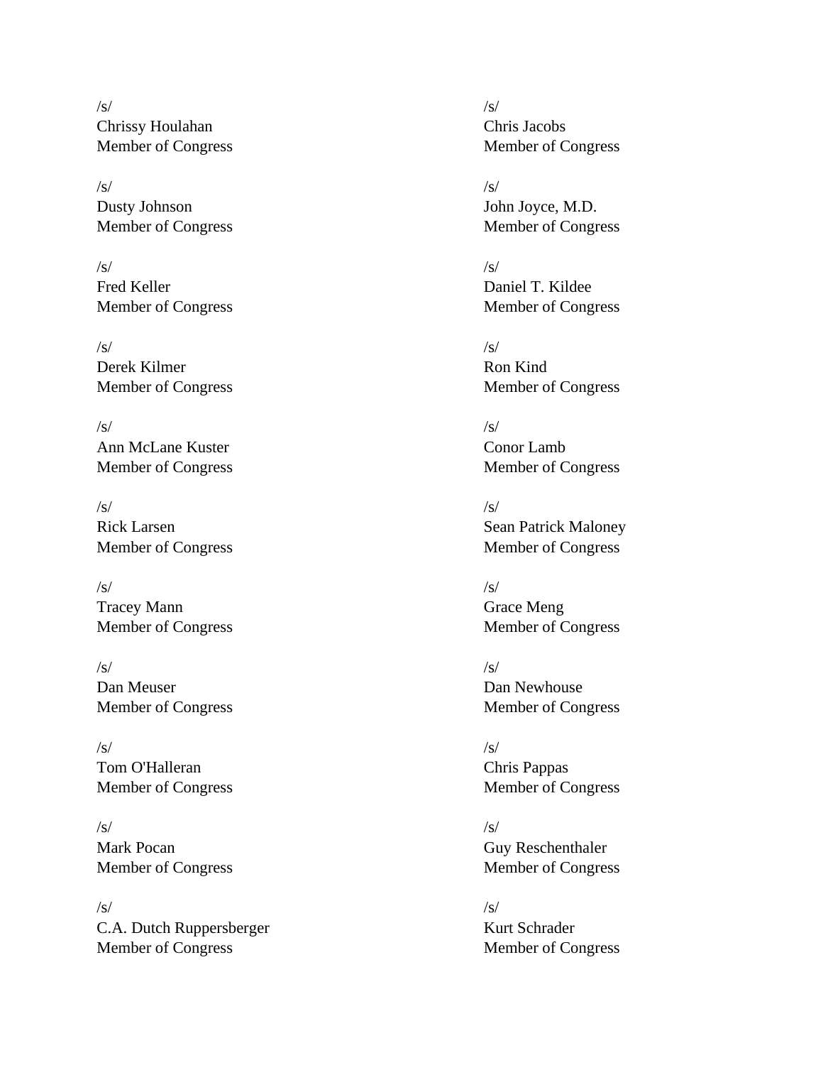/s/
Chrissy Houlahan
Member of Congress

/s/
Chris Jacobs
Member of Congress

/s/
Dusty Johnson
Member of Congress

/s/
John Joyce, M.D.
Member of Congress

/s/
Fred Keller
Member of Congress

/s/
Daniel T. Kildee
Member of Congress

/s/
Derek Kilmer
Member of Congress

/s/
Ron Kind
Member of Congress

/s/
Ann McLane Kuster
Member of Congress

/s/
Conor Lamb
Member of Congress

/s/
Rick Larsen
Member of Congress

/s/
Sean Patrick Maloney
Member of Congress

/s/
Tracey Mann
Member of Congress

/s/
Grace Meng
Member of Congress

/s/
Dan Meuser
Member of Congress

/s/
Dan Newhouse
Member of Congress

/s/
Tom O'Halleran
Member of Congress

/s/
Chris Pappas
Member of Congress

/s/
Mark Pocan
Member of Congress

/s/
Guy Reschenthaler
Member of Congress

/s/
C.A. Dutch Ruppersberger
Member of Congress

/s/
Kurt Schrader
Member of Congress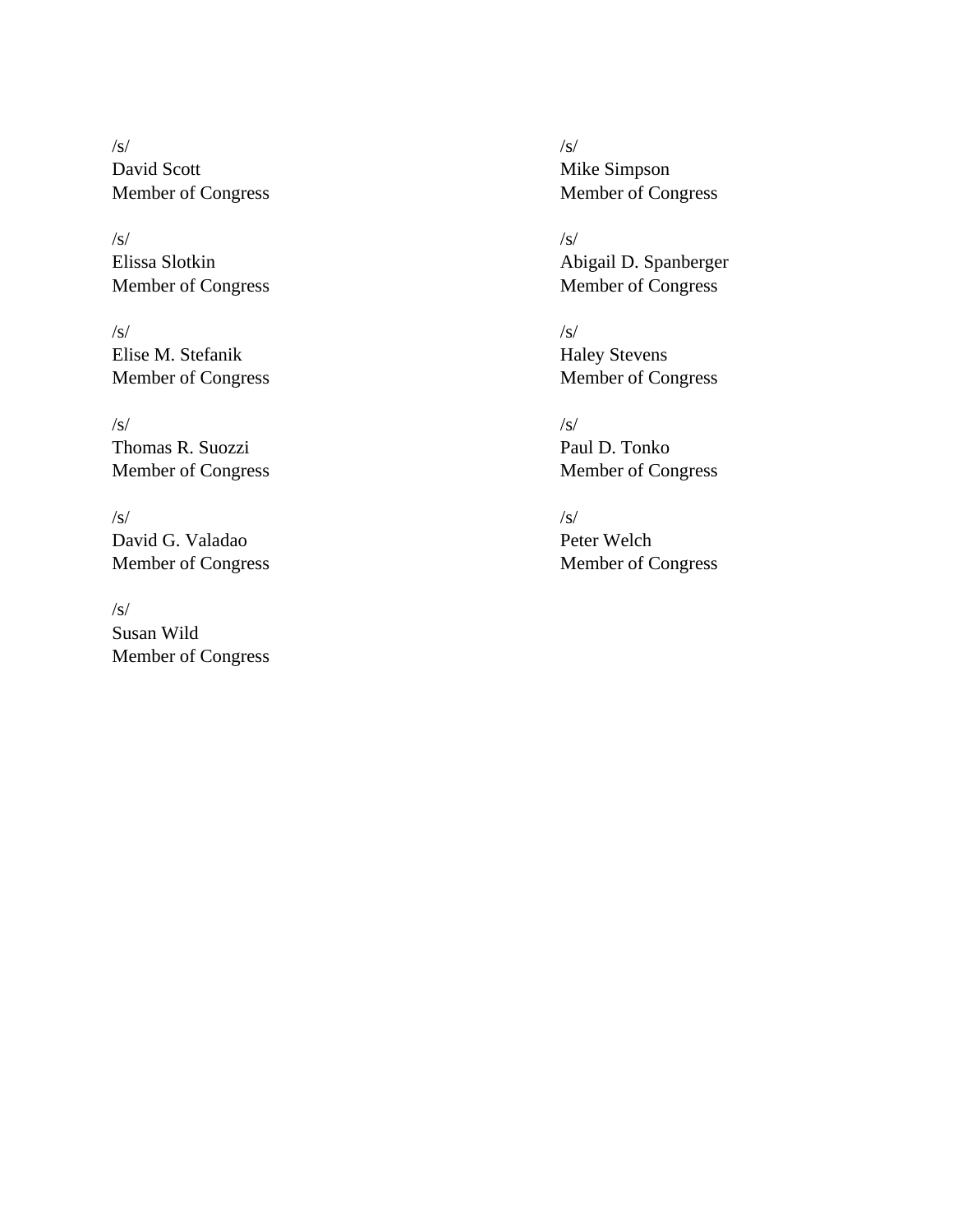/s/
David Scott
Member of Congress

/s/
Mike Simpson
Member of Congress

/s/
Elissa Slotkin
Member of Congress

/s/
Abigail D. Spanberger
Member of Congress

/s/
Elise M. Stefanik
Member of Congress

/s/
Haley Stevens
Member of Congress

/s/
Thomas R. Suozzi
Member of Congress

/s/
Paul D. Tonko
Member of Congress

/s/
David G. Valadao
Member of Congress

/s/
Peter Welch
Member of Congress

/s/
Susan Wild
Member of Congress